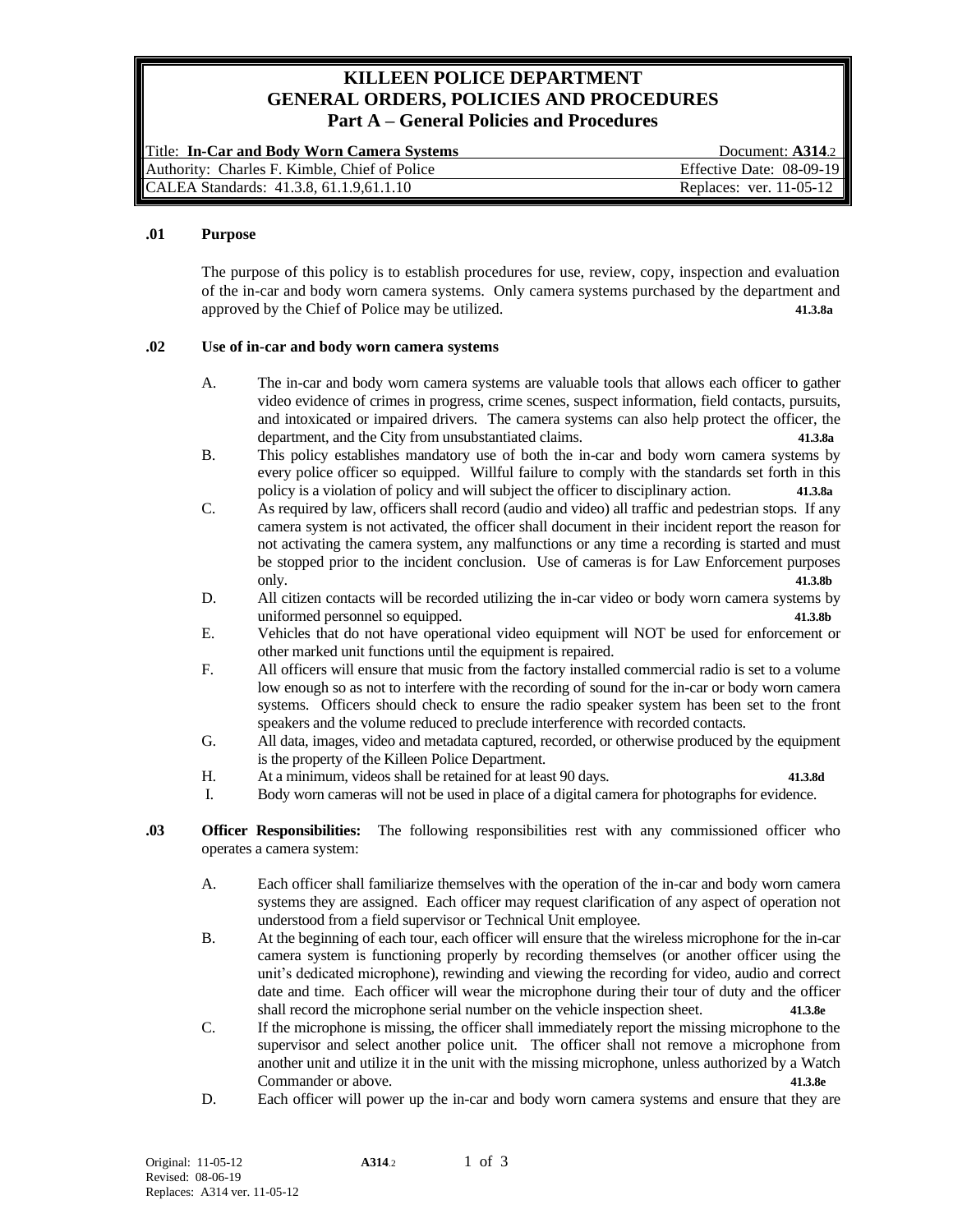# KILLEEN POLICE DEPARTMENT
## GENERAL ORDERS, POLICIES AND PROCEDURES
### Part A – General Policies and Procedures

| Title: **In-Car and Body Worn Camera Systems** | Document: **A314**.2 |
|---|---|
| Authority: Charles F. Kimble, Chief of Police | Effective Date: 08-09-19 |
| CALEA Standards: 41.3.8, 61.1.9,61.1.10 | Replaces: ver. 11-05-12 |

**.01 Purpose**

The purpose of this policy is to establish procedures for use, review, copy, inspection and evaluation of the in-car and body worn camera systems. Only camera systems purchased by the department and approved by the Chief of Police may be utilized. **41.3.8a**

**.02 Use of in-car and body worn camera systems**

A. The in-car and body worn camera systems are valuable tools that allows each officer to gather video evidence of crimes in progress, crime scenes, suspect information, field contacts, pursuits, and intoxicated or impaired drivers. The camera systems can also help protect the officer, the department, and the City from unsubstantiated claims. **41.3.8a**

B. This policy establishes mandatory use of both the in-car and body worn camera systems by every police officer so equipped. Willful failure to comply with the standards set forth in this policy is a violation of policy and will subject the officer to disciplinary action. **41.3.8a**

C. As required by law, officers shall record (audio and video) all traffic and pedestrian stops. If any camera system is not activated, the officer shall document in their incident report the reason for not activating the camera system, any malfunctions or any time a recording is started and must be stopped prior to the incident conclusion. Use of cameras is for Law Enforcement purposes only. **41.3.8b**

D. All citizen contacts will be recorded utilizing the in-car video or body worn camera systems by uniformed personnel so equipped. **41.3.8b**

E. Vehicles that do not have operational video equipment will NOT be used for enforcement or other marked unit functions until the equipment is repaired.

F. All officers will ensure that music from the factory installed commercial radio is set to a volume low enough so as not to interfere with the recording of sound for the in-car or body worn camera systems. Officers should check to ensure the radio speaker system has been set to the front speakers and the volume reduced to preclude interference with recorded contacts.

G. All data, images, video and metadata captured, recorded, or otherwise produced by the equipment is the property of the Killeen Police Department.

H. At a minimum, videos shall be retained for at least 90 days. **41.3.8d**

I. Body worn cameras will not be used in place of a digital camera for photographs for evidence.

**.03 Officer Responsibilities:** The following responsibilities rest with any commissioned officer who operates a camera system:

A. Each officer shall familiarize themselves with the operation of the in-car and body worn camera systems they are assigned. Each officer may request clarification of any aspect of operation not understood from a field supervisor or Technical Unit employee.

B. At the beginning of each tour, each officer will ensure that the wireless microphone for the in-car camera system is functioning properly by recording themselves (or another officer using the unit's dedicated microphone), rewinding and viewing the recording for video, audio and correct date and time. Each officer will wear the microphone during their tour of duty and the officer shall record the microphone serial number on the vehicle inspection sheet. **41.3.8e**

C. If the microphone is missing, the officer shall immediately report the missing microphone to the supervisor and select another police unit. The officer shall not remove a microphone from another unit and utilize it in the unit with the missing microphone, unless authorized by a Watch Commander or above. **41.3.8e**

D. Each officer will power up the in-car and body worn camera systems and ensure that they are

Original: 11-05-12
Revised: 08-06-19
Replaces: A314 ver. 11-05-12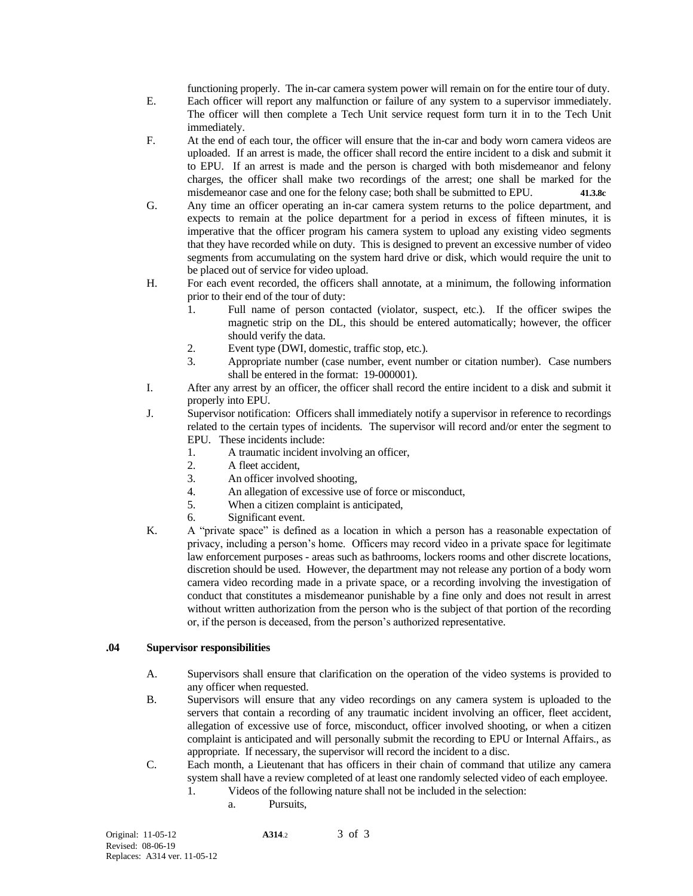functioning properly. The in-car camera system power will remain on for the entire tour of duty.

E. Each officer will report any malfunction or failure of any system to a supervisor immediately. The officer will then complete a Tech Unit service request form turn it in to the Tech Unit immediately.

F. At the end of each tour, the officer will ensure that the in-car and body worn camera videos are uploaded. If an arrest is made, the officer shall record the entire incident to a disk and submit it to EPU. If an arrest is made and the person is charged with both misdemeanor and felony charges, the officer shall make two recordings of the arrest; one shall be marked for the misdemeanor case and one for the felony case; both shall be submitted to EPU. **41.3.8c**

G. Any time an officer operating an in-car camera system returns to the police department, and expects to remain at the police department for a period in excess of fifteen minutes, it is imperative that the officer program his camera system to upload any existing video segments that they have recorded while on duty. This is designed to prevent an excessive number of video segments from accumulating on the system hard drive or disk, which would require the unit to be placed out of service for video upload.

H. For each event recorded, the officers shall annotate, at a minimum, the following information prior to their end of the tour of duty:
   1. Full name of person contacted (violator, suspect, etc.). If the officer swipes the magnetic strip on the DL, this should be entered automatically; however, the officer should verify the data.
   2. Event type (DWI, domestic, traffic stop, etc.).
   3. Appropriate number (case number, event number or citation number). Case numbers shall be entered in the format: 19-000001).

I. After any arrest by an officer, the officer shall record the entire incident to a disk and submit it properly into EPU.

J. Supervisor notification: Officers shall immediately notify a supervisor in reference to recordings related to the certain types of incidents. The supervisor will record and/or enter the segment to EPU. These incidents include:
   1. A traumatic incident involving an officer,
   2. A fleet accident,
   3. An officer involved shooting,
   4. An allegation of excessive use of force or misconduct,
   5. When a citizen complaint is anticipated,
   6. Significant event.

K. A "private space" is defined as a location in which a person has a reasonable expectation of privacy, including a person's home. Officers may record video in a private space for legitimate law enforcement purposes - areas such as bathrooms, lockers rooms and other discrete locations, discretion should be used. However, the department may not release any portion of a body worn camera video recording made in a private space, or a recording involving the investigation of conduct that constitutes a misdemeanor punishable by a fine only and does not result in arrest without written authorization from the person who is the subject of that portion of the recording or, if the person is deceased, from the person's authorized representative.

## .04 Supervisor responsibilities

A. Supervisors shall ensure that clarification on the operation of the video systems is provided to any officer when requested.

B. Supervisors will ensure that any video recordings on any camera system is uploaded to the servers that contain a recording of any traumatic incident involving an officer, fleet accident, allegation of excessive use of force, misconduct, officer involved shooting, or when a citizen complaint is anticipated and will personally submit the recording to EPU or Internal Affairs., as appropriate. If necessary, the supervisor will record the incident to a disc.

C. Each month, a Lieutenant that has officers in their chain of command that utilize any camera system shall have a review completed of at least one randomly selected video of each employee.
   1. Videos of the following nature shall not be included in the selection:
      a. Pursuits,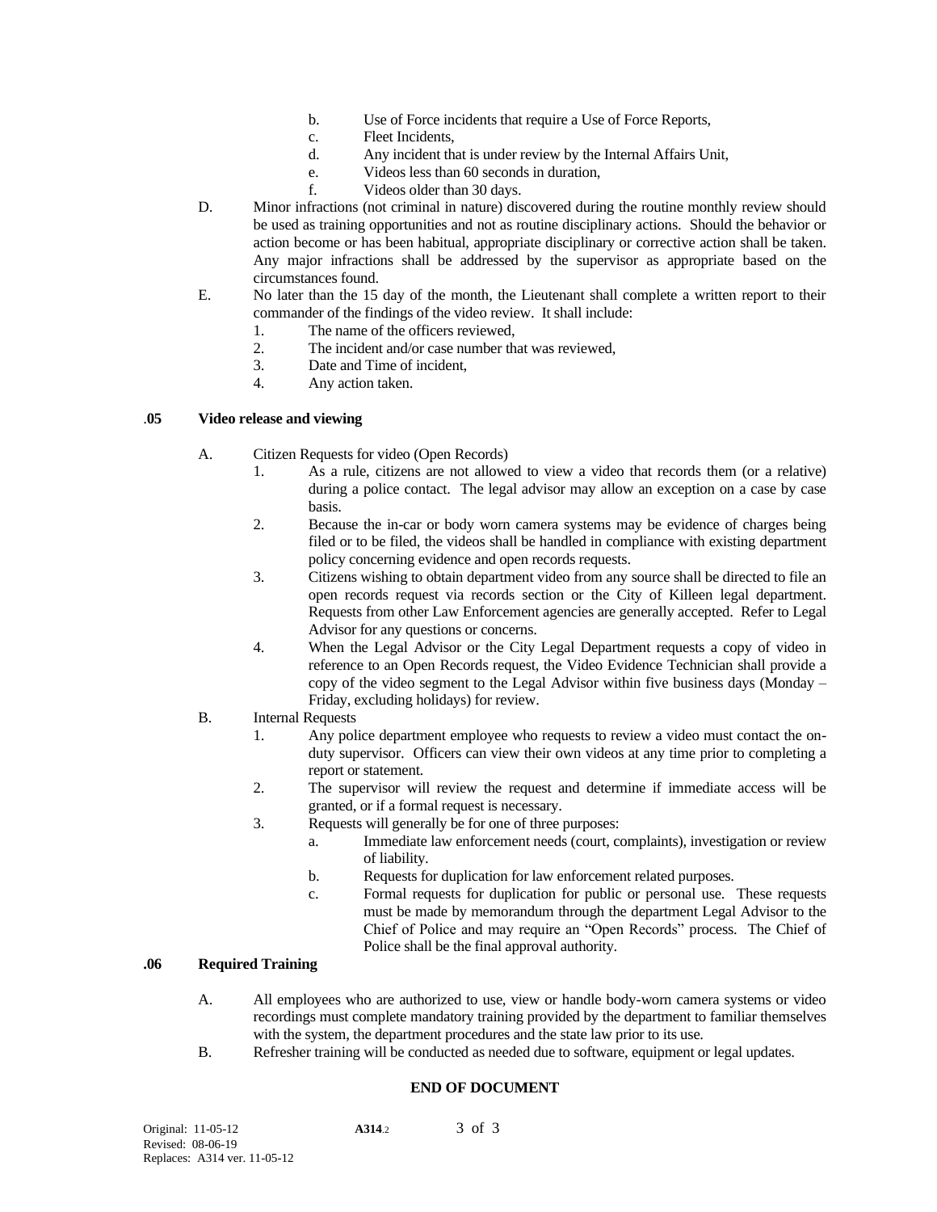b. Use of Force incidents that require a Use of Force Reports,
c. Fleet Incidents,
d. Any incident that is under review by the Internal Affairs Unit,
e. Videos less than 60 seconds in duration,
f. Videos older than 30 days.

D. Minor infractions (not criminal in nature) discovered during the routine monthly review should be used as training opportunities and not as routine disciplinary actions. Should the behavior or action become or has been habitual, appropriate disciplinary or corrective action shall be taken. Any major infractions shall be addressed by the supervisor as appropriate based on the circumstances found.

E. No later than the 15 day of the month, the Lieutenant shall complete a written report to their commander of the findings of the video review. It shall include:
1. The name of the officers reviewed,
2. The incident and/or case number that was reviewed,
3. Date and Time of incident,
4. Any action taken.

## .05 Video release and viewing

A. Citizen Requests for video (Open Records)
1. As a rule, citizens are not allowed to view a video that records them (or a relative) during a police contact. The legal advisor may allow an exception on a case by case basis.
2. Because the in-car or body worn camera systems may be evidence of charges being filed or to be filed, the videos shall be handled in compliance with existing department policy concerning evidence and open records requests.
3. Citizens wishing to obtain department video from any source shall be directed to file an open records request via records section or the City of Killeen legal department. Requests from other Law Enforcement agencies are generally accepted. Refer to Legal Advisor for any questions or concerns.
4. When the Legal Advisor or the City Legal Department requests a copy of video in reference to an Open Records request, the Video Evidence Technician shall provide a copy of the video segment to the Legal Advisor within five business days (Monday – Friday, excluding holidays) for review.

B. Internal Requests
1. Any police department employee who requests to review a video must contact the on-duty supervisor. Officers can view their own videos at any time prior to completing a report or statement.
2. The supervisor will review the request and determine if immediate access will be granted, or if a formal request is necessary.
3. Requests will generally be for one of three purposes:
   a. Immediate law enforcement needs (court, complaints), investigation or review of liability.
   b. Requests for duplication for law enforcement related purposes.
   c. Formal requests for duplication for public or personal use. These requests must be made by memorandum through the department Legal Advisor to the Chief of Police and may require an "Open Records" process. The Chief of Police shall be the final approval authority.

## .06 Required Training

A. All employees who are authorized to use, view or handle body-worn camera systems or video recordings must complete mandatory training provided by the department to familiar themselves with the system, the department procedures and the state law prior to its use.

B. Refresher training will be conducted as needed due to software, equipment or legal updates.

**END OF DOCUMENT**

Original: 11-05-12
Revised: 08-06-19
Replaces: A314 ver. 11-05-12

**A314**.2